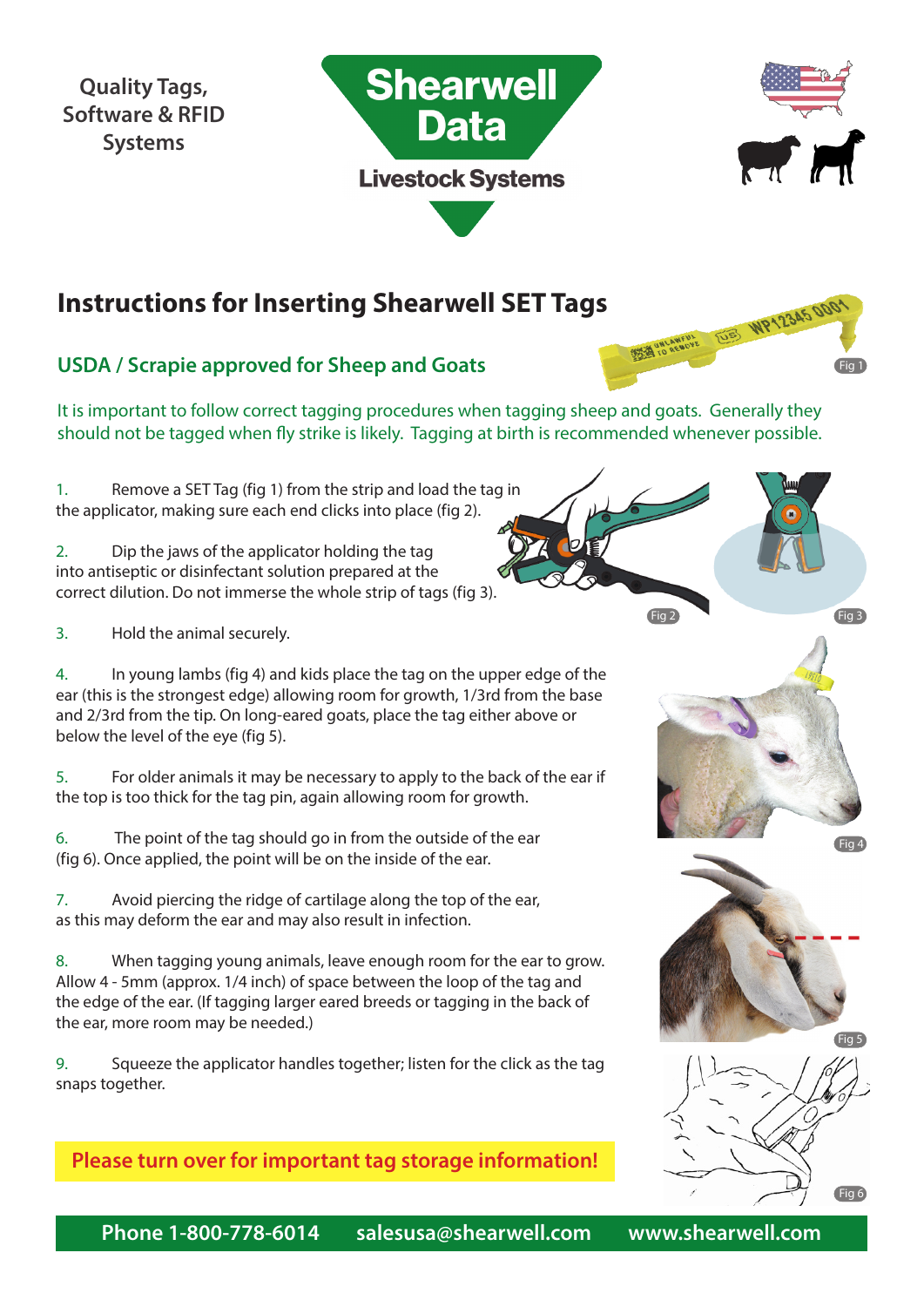Quality Tags, Software & RFID Systems

# Shearwell Data

Livestock Systems

## Instructions for Inserting Shearwell SET Tags

### USDA / Scrapie approved for Sheep and Goats

Fig 1

It is important to follow correct tagging procedures when tagging sheep and goats. Generally they should not be tagged when fly strike is likely. Tagging at birth is recommended whenever possible.

1. Remove a SET Tag (fig 1) from the strip and load the tag in the applicator, making sure each end clicks into place (fig 2).

2. Dip the jaws of the applicator holding the tag into antiseptic or disinfectant solution prepared at the correct dilution. Do not immerse the whole strip of tags (fig 3).

3. Hold the animal securely.

4. In young lambs (fig 4) and kids place the tag on the upper edge of the ear (this is the strongest edge) allowing room for growth, 1/3rd from the base and 2/3rd from the tip. On long-eared goats, place the tag either above or below the level of the eye (fig 5).

5. For older animals it may be necessary to apply to the back of the ear if the top is too thick for the tag pin, again allowing room for growth.

6. The point of the tag should go in from the outside of the ear (fig 6). Once applied, the point will be on the inside of the ear.

7. Avoid piercing the ridge of cartilage along the top of the ear, as this may deform the ear and may also result in infection.

8. When tagging young animals, leave enough room for the ear to grow. Allow 4 - 5mm (approx. 1/4 inch) of space between the loop of the tag and the edge of the ear. (If tagging larger eared breeds or tagging in the back of the ear, more room may be needed.)

9. Squeeze the applicator handles together; listen for the click as the tag snaps together.

Fig 2

Fig 3

Fig 4

Fig 5

Fig 6

**Please turn over for important tag storage information!**

**Phone 1-800-778-6014** **salesusa@shearwell.com** **www.shearwell.com**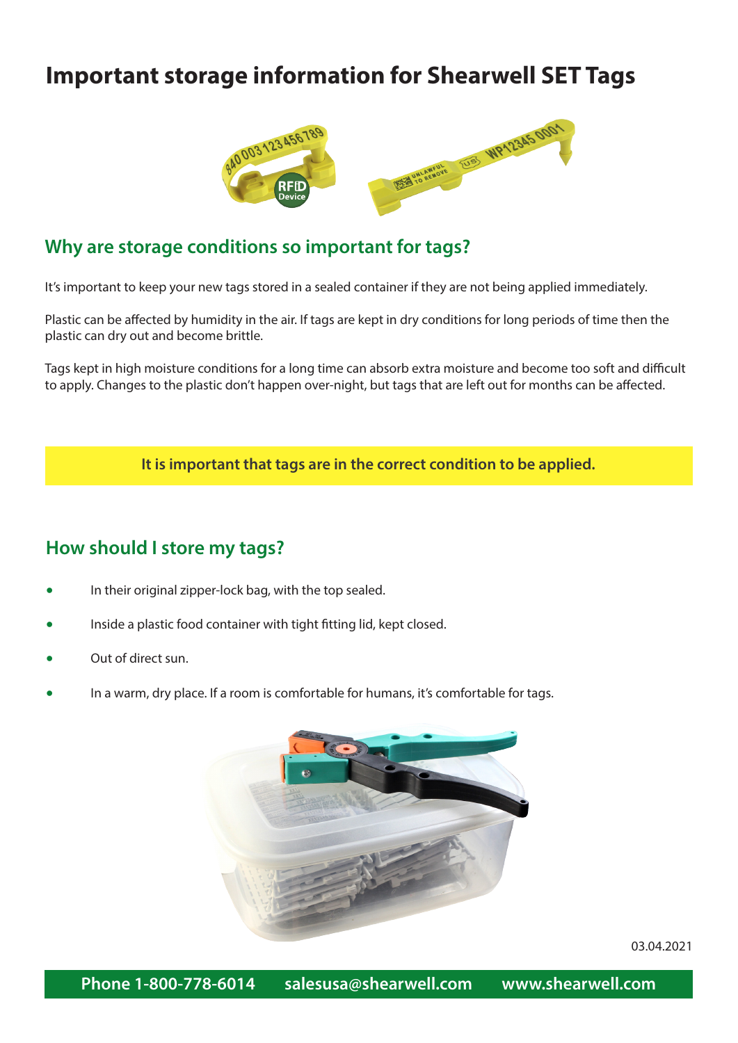# Important storage information for Shearwell SET Tags

## Why are storage conditions so important for tags?

It's important to keep your new tags stored in a sealed container if they are not being applied immediately.

Plastic can be affected by humidity in the air. If tags are kept in dry conditions for long periods of time then the plastic can dry out and become brittle.

Tags kept in high moisture conditions for a long time can absorb extra moisture and become too soft and difficult to apply. Changes to the plastic don't happen over-night, but tags that are left out for months can be affected.

**It is important that tags are in the correct condition to be applied.**

## How should I store my tags?

- In their original zipper-lock bag, with the top sealed.
- Inside a plastic food container with tight fitting lid, kept closed.
- Out of direct sun.
- In a warm, dry place. If a room is comfortable for humans, it's comfortable for tags.

03.04.2021

**Phone 1-800-778-6014 salesusa@shearwell.com www.shearwell.com**